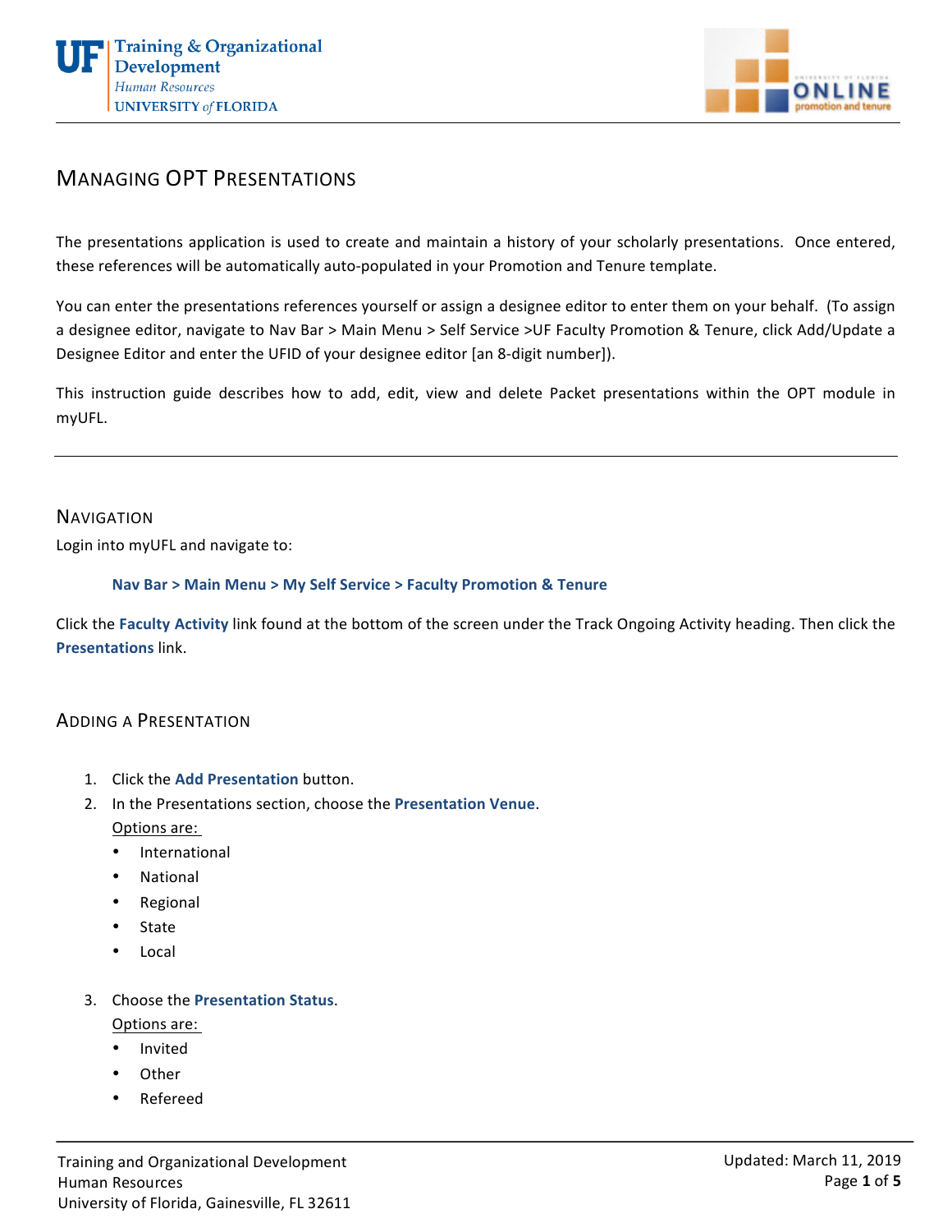# Managing OPT Presentations

The presentations application is used to create and maintain a history of your scholarly presentations. Once entered, these references will be automatically auto-populated in your Promotion and Tenure template.

You can enter the presentations references yourself or assign a designee editor to enter them on your behalf. (To assign a designee editor, navigate to Nav Bar > Main Menu > Self Service >UF Faculty Promotion & Tenure, click Add/Update a Designee Editor and enter the UFID of your designee editor [an 8-digit number]).

This instruction guide describes how to add, edit, view and delete Packet presentations within the OPT module in myUFL.

---

## Navigation

Login into myUFL and navigate to:

**Nav Bar > Main Menu > My Self Service > Faculty Promotion & Tenure**

Click the **Faculty Activity** link found at the bottom of the screen under the Track Ongoing Activity heading. Then click the **Presentations** link.

## Adding a Presentation

1. Click the **Add Presentation** button.
2. In the Presentations section, choose the **Presentation Venue**.
   Options are:
   - International
   - National
   - Regional
   - State
   - Local
3. Choose the **Presentation Status**.
   Options are:
   - Invited
   - Other
   - Refereed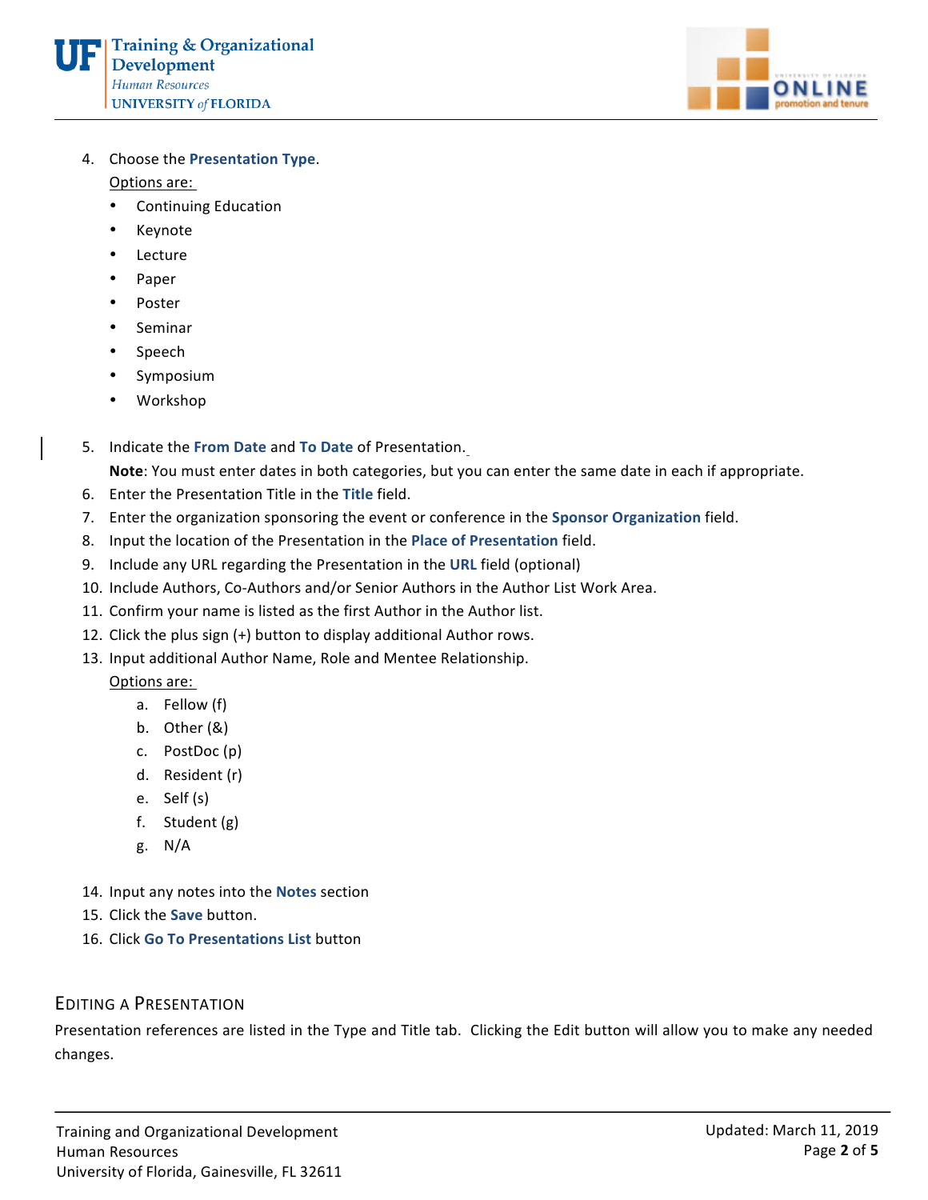4. Choose the **Presentation Type**.

   Options are:

   - Continuing Education
   - Keynote
   - Lecture
   - Paper
   - Poster
   - Seminar
   - Speech
   - Symposium
   - Workshop

5. Indicate the **From Date** and **To Date** of Presentation.

   **Note**: You must enter dates in both categories, but you can enter the same date in each if appropriate.
6. Enter the Presentation Title in the **Title** field.
7. Enter the organization sponsoring the event or conference in the **Sponsor Organization** field.
8. Input the location of the Presentation in the **Place of Presentation** field.
9. Include any URL regarding the Presentation in the **URL** field (optional)
10. Include Authors, Co-Authors and/or Senior Authors in the Author List Work Area.
11. Confirm your name is listed as the first Author in the Author list.
12. Click the plus sign (+) button to display additional Author rows.
13. Input additional Author Name, Role and Mentee Relationship.

    Options are:

    a. Fellow (f)
    b. Other (&)
    c. PostDoc (p)
    d. Resident (r)
    e. Self (s)
    f. Student (g)
    g. N/A

14. Input any notes into the **Notes** section
15. Click the **Save** button.
16. Click **Go To Presentations List** button

## Editing a Presentation

Presentation references are listed in the Type and Title tab. Clicking the Edit button will allow you to make any needed changes.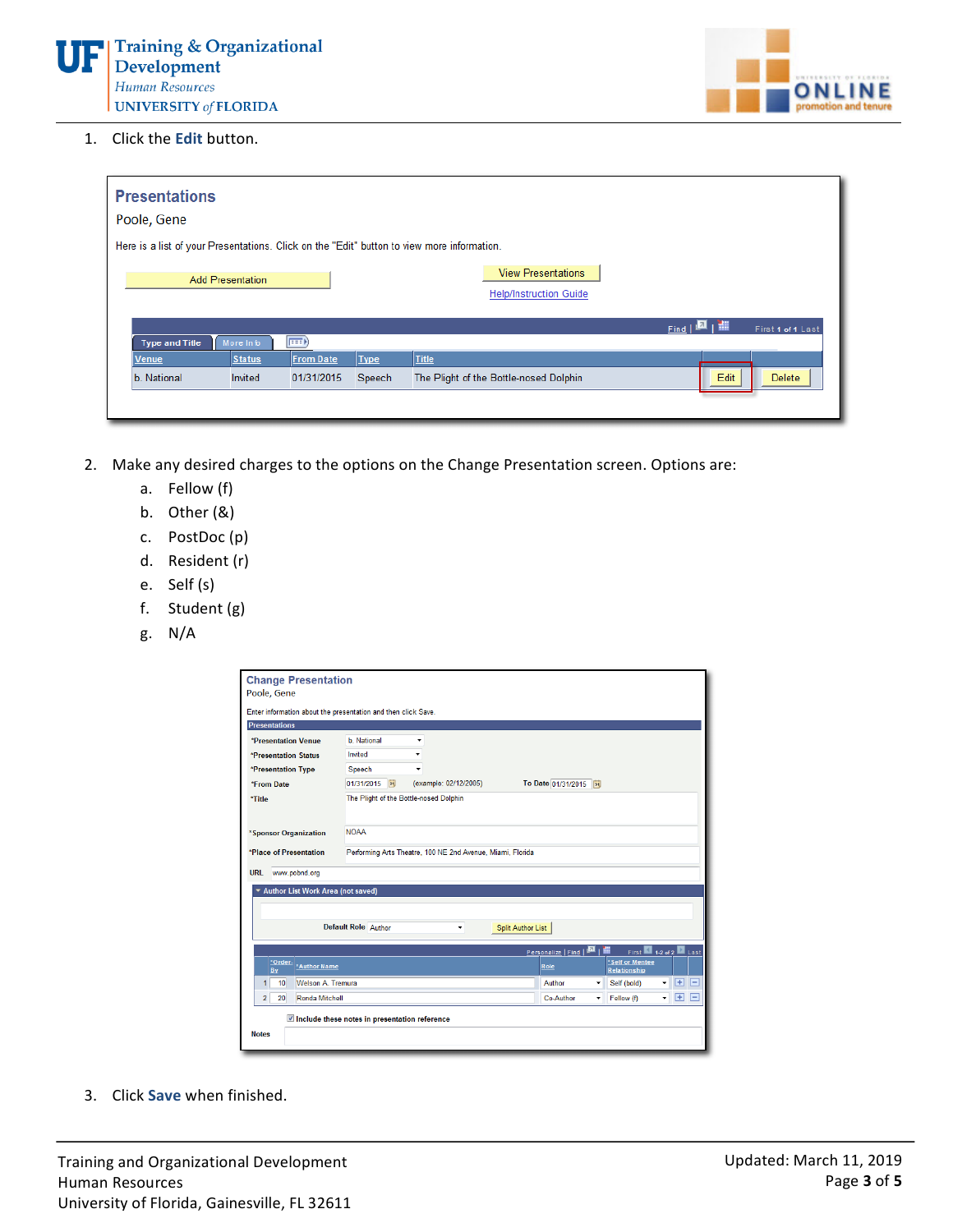1. Click the **Edit** button.

2. Make any desired charges to the options on the Change Presentation screen. Options are:
   a. Fellow (f)
   b. Other (&)
   c. PostDoc (p)
   d. Resident (r)
   e. Self (s)
   f. Student (g)
   g. N/A

3. Click **Save** when finished.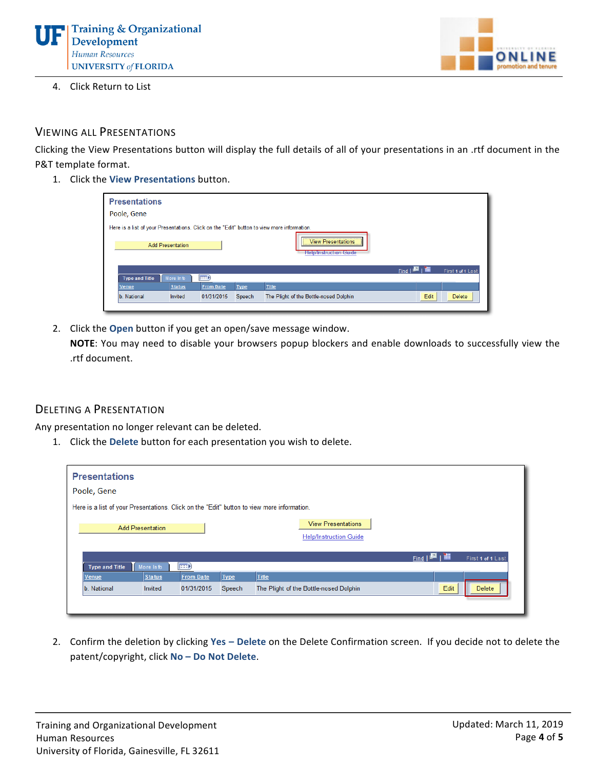4. Click Return to List

## Viewing All Presentations

Clicking the View Presentations button will display the full details of all of your presentations in an .rtf document in the P&T template format.

1. Click the **View Presentations** button.

2. Click the **Open** button if you get an open/save message window.
   **NOTE**: You may need to disable your browsers popup blockers and enable downloads to successfully view the .rtf document.

## Deleting a Presentation

Any presentation no longer relevant can be deleted.

1. Click the **Delete** button for each presentation you wish to delete.

2. Confirm the deletion by clicking **Yes – Delete** on the Delete Confirmation screen. If you decide not to delete the patent/copyright, click **No – Do Not Delete**.

Training and Organizational Development
Human Resources
University of Florida, Gainesville, FL 32611

Updated: March 11, 2019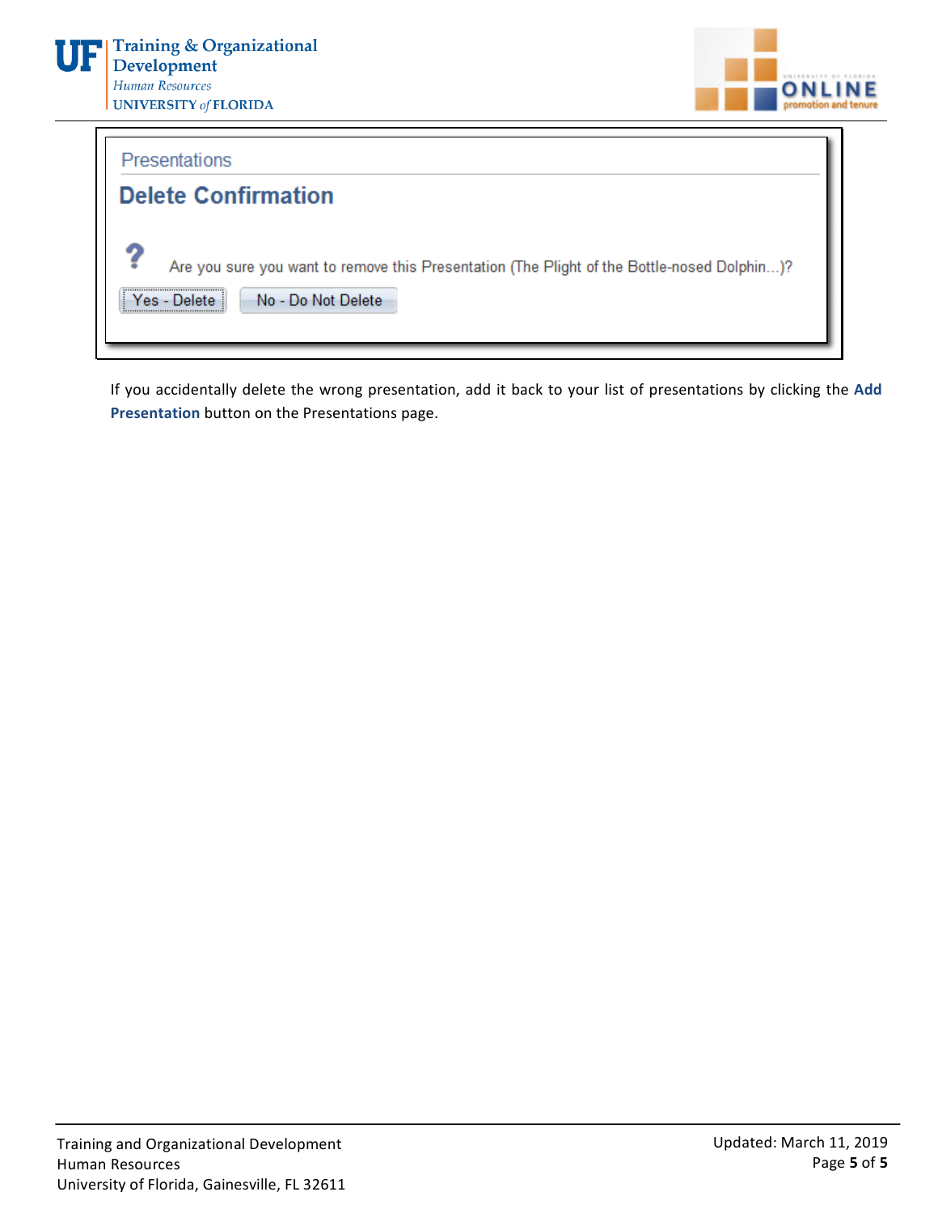Presentations

**Delete Confirmation**

Are you sure you want to remove this Presentation (The Plight of the Bottle-nosed Dolphin...)?

Yes - Delete | No - Do Not Delete

If you accidentally delete the wrong presentation, add it back to your list of presentations by clicking the **Add Presentation** button on the Presentations page.